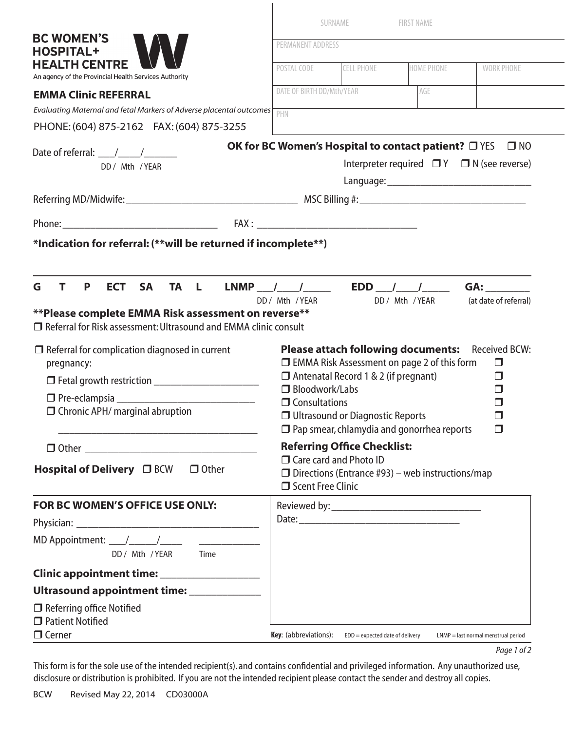**BC WOMEN'S HOSPITAL+ HEALTH CENTRE**
An agency of the Provincial Health Services Authority

## EMMA Clinic REFERRAL

*Evaluating Maternal and fetal Markers of Adverse placental outcomes*

PHONE: (604) 875-2162 FAX: (604) 875-3255

| | SURNAME | FIRST NAME | |
|---|---|---|---|
| PERMANENT ADDRESS | | | |
| POSTAL CODE | CELL PHONE | HOME PHONE | WORK PHONE |
| DATE OF BIRTH DD/Mth/YEAR | | AGE | |
| PHN | | | |

Date of referral: ___/____/_______
DD / Mth / YEAR

**OK for BC Women's Hospital to contact patient?** ☐ YES ☐ NO

Interpreter required ☐ Y ☐ N (see reverse)

Language: ____________________________

Referring MD/Midwife: ________________________________ MSC Billing #: ________________________________

Phone: ______________________________ FAX : ______________________________

**\*Indication for referral: (\*\*will be returned if incomplete\*\*)**

---

**G T P ECT SA TA L LNMP ___/____/_____ EDD ___/____/_____ GA: ________**
DD / Mth / YEAR DD / Mth / YEAR (at date of referral)

**\*\*Please complete EMMA Risk assessment on reverse\*\***

☐ Referral for Risk assessment: Ultrasound and EMMA clinic consult

☐ Referral for complication diagnosed in current pregnancy:

- ☐ Fetal growth restriction ____________________
- ☐ Pre-eclampsia ___________________________
- ☐ Chronic APH/ marginal abruption

 ______________________________________

- ☐ Other ________________________________

**Hospital of Delivery** ☐ BCW ☐ Other

**Please attach following documents:** Received BCW:

- ☐ EMMA Risk Assessment on page 2 of this form ☐
- ☐ Antenatal Record 1 & 2 (if pregnant) ☐
- ☐ Bloodwork/Labs ☐
- ☐ Consultations ☐
- ☐ Ultrasound or Diagnostic Reports ☐
- ☐ Pap smear, chlamydia and gonorrhea reports ☐

**Referring Office Checklist:**

- ☐ Care card and Photo ID
- ☐ Directions (Entrance #93) – web instructions/map
- ☐ Scent Free Clinic

**FOR BC WOMEN'S OFFICE USE ONLY:**

Physician: ___________________________________

MD Appointment: ___/_____/_____ ____________
DD / Mth / YEAR Time

**Clinic appointment time:** __________________

**Ultrasound appointment time:** _____________

- ☐ Referring office Notified
- ☐ Patient Notified
- ☐ Cerner

Reviewed by: ____________________________

Date: _________________________________

**Key**: (abbreviations): EDD = expected date of delivery LNMP = last normal menstrual period

This form is for the sole use of the intended recipient(s). and contains confidential and privileged information. Any unauthorized use, disclosure or distribution is prohibited. If you are not the intended recipient please contact the sender and destroy all copies.

BCW Revised May 22, 2014 CD03000A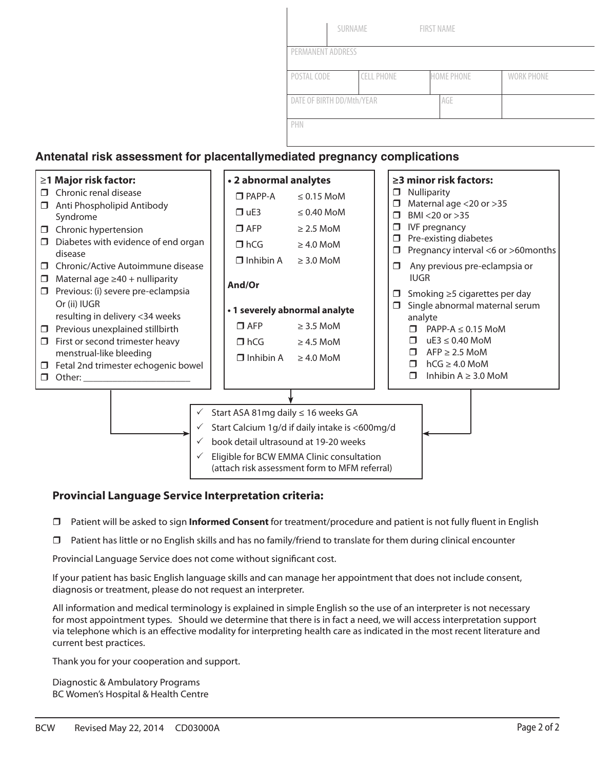| | SURNAME | FIRST NAME | |
|---|---|---|---|
| PERMANENT ADDRESS | | | |
| POSTAL CODE | CELL PHONE | HOME PHONE | WORK PHONE |
| DATE OF BIRTH DD/Mth/YEAR | | AGE | |
| PHN | | | |

## Antenatal risk assessment for placentallymediated pregnancy complications

**≥1 Major risk factor:**

- ☐ Chronic renal disease
- ☐ Anti Phospholipid Antibody Syndrome
- ☐ Chronic hypertension
- ☐ Diabetes with evidence of end organ disease
- ☐ Chronic/Active Autoimmune disease
- ☐ Maternal age ≥40 + nulliparity
- ☐ Previous: (i) severe pre-eclampsia Or (ii) IUGR resulting in delivery <34 weeks
- ☐ Previous unexplained stillbirth
- ☐ First or second trimester heavy menstrual-like bleeding
- ☐ Fetal 2nd trimester echogenic bowel
- ☐ Other: ______________________

**• 2 abnormal analytes**

- ☐ PAPP-A ≤ 0.15 MoM
- ☐ uE3 ≤ 0.40 MoM
- ☐ AFP ≥ 2.5 MoM
- ☐ hCG ≥ 4.0 MoM
- ☐ Inhibin A ≥ 3.0 MoM

**And/Or**

**• 1 severely abnormal analyte**

- ☐ AFP ≥ 3.5 MoM
- ☐ hCG ≥ 4.5 MoM
- ☐ Inhibin A ≥ 4.0 MoM

**≥3 minor risk factors:**

- ☐ Nulliparity
- ☐ Maternal age <20 or >35
- ☐ BMI <20 or >35
- ☐ IVF pregnancy
- ☐ Pre-existing diabetes
- ☐ Pregnancy interval <6 or >60months
- ☐ Any previous pre-eclampsia or IUGR
- ☐ Smoking ≥5 cigarettes per day
- ☐ Single abnormal maternal serum analyte
  - ☐ PAPP-A ≤ 0.15 MoM
  - ☐ uE3 ≤ 0.40 MoM
  - ☐ AFP ≥ 2.5 MoM
  - ☐ hCG ≥ 4.0 MoM
  - ☐ Inhibin A ≥ 3.0 MoM

- ✓ Start ASA 81mg daily ≤ 16 weeks GA
- ✓ Start Calcium 1g/d if daily intake is <600mg/d
- ✓ book detail ultrasound at 19-20 weeks
- ✓ Eligible for BCW EMMA Clinic consultation (attach risk assessment form to MFM referral)

## Provincial Language Service Interpretation criteria:

- ☐ Patient will be asked to sign **Informed Consent** for treatment/procedure and patient is not fully fluent in English
- ☐ Patient has little or no English skills and has no family/friend to translate for them during clinical encounter

Provincial Language Service does not come without significant cost.

If your patient has basic English language skills and can manage her appointment that does not include consent, diagnosis or treatment, please do not request an interpreter.

All information and medical terminology is explained in simple English so the use of an interpreter is not necessary for most appointment types. Should we determine that there is in fact a need, we will access interpretation support via telephone which is an effective modality for interpreting health care as indicated in the most recent literature and current best practices.

Thank you for your cooperation and support.

Diagnostic & Ambulatory Programs
BC Women's Hospital & Health Centre

BCW Revised May 22, 2014 CD03000A